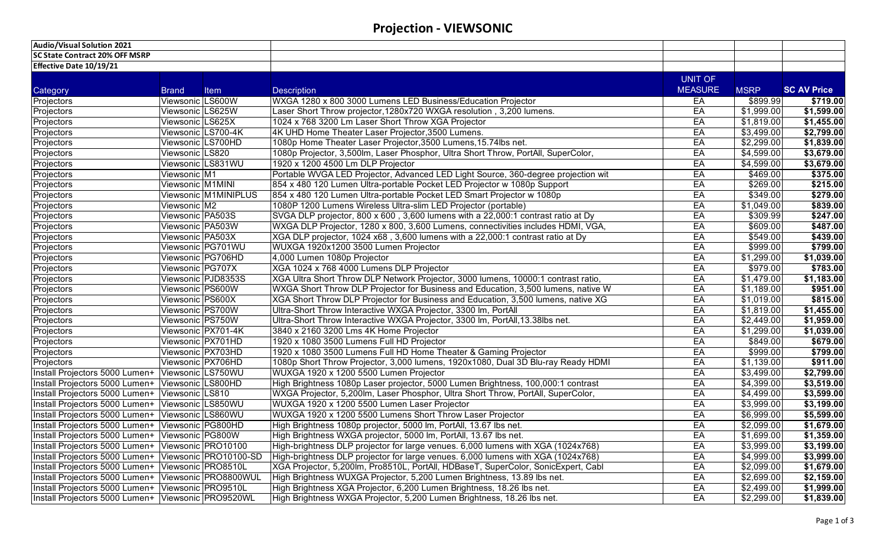# Projection - VIEWSONIC

| Audio/Visual Solution 2021 | | | | | | |
|---|---|---|---|---|---|---|
| **SC State Contract 20% OFF MSRP** | | | | | | |
| **Effective Date 10/19/21** | | | | | | |
| Category | Brand | Item | Description | UNIT OF MEASURE | MSRP | SC AV Price |
| Projectors | Viewsonic | LS600W | WXGA 1280 x 800 3000 Lumens LED Business/Education Projector | EA | $899.99 | $719.00 |
| Projectors | Viewsonic | LS625W | Laser Short Throw projector,1280x720 WXGA resolution , 3,200 lumens. | EA | $1,999.00 | $1,599.00 |
| Projectors | Viewsonic | LS625X | 1024 x 768 3200 Lm Laser Short Throw XGA Projector | EA | $1,819.00 | $1,455.00 |
| Projectors | Viewsonic | LS700-4K | 4K UHD Home Theater Laser Projector,3500 Lumens. | EA | $3,499.00 | $2,799.00 |
| Projectors | Viewsonic | LS700HD | 1080p Home Theater Laser Projector,3500 Lumens,15.74lbs net. | EA | $2,299.00 | $1,839.00 |
| Projectors | Viewsonic | LS820 | 1080p Projector, 3,500lm, Laser Phosphor, Ultra Short Throw, PortAll, SuperColor, | EA | $4,599.00 | $3,679.00 |
| Projectors | Viewsonic | LS831WU | 1920 x 1200 4500 Lm DLP Projector | EA | $4,599.00 | $3,679.00 |
| Projectors | Viewsonic | M1 | Portable WVGA LED Projector, Advanced LED Light Source, 360-degree projection wit | EA | $469.00 | $375.00 |
| Projectors | Viewsonic | M1MINI | 854 x 480 120 Lumen Ultra-portable Pocket LED Projector w 1080p Support | EA | $269.00 | $215.00 |
| Projectors | Viewsonic | M1MINIPLUS | 854 x 480 120 Lumen Ultra-portable Pocket LED Smart Projector w 1080p | EA | $349.00 | $279.00 |
| Projectors | Viewsonic | M2 | 1080P 1200 Lumens Wireless Ultra-slim LED Projector (portable) | EA | $1,049.00 | $839.00 |
| Projectors | Viewsonic | PA503S | SVGA DLP projector, 800 x 600 , 3,600 lumens with a 22,000:1 contrast ratio at Dy | EA | $309.99 | $247.00 |
| Projectors | Viewsonic | PA503W | WXGA DLP Projector, 1280 x 800, 3,600 Lumens, connectivities includes HDMI, VGA, | EA | $609.00 | $487.00 |
| Projectors | Viewsonic | PA503X | XGA DLP projector, 1024 x68 , 3,600 lumens with a 22,000:1 contrast ratio at Dy | EA | $549.00 | $439.00 |
| Projectors | Viewsonic | PG701WU | WUXGA 1920x1200 3500 Lumen Projector | EA | $999.00 | $799.00 |
| Projectors | Viewsonic | PG706HD | 4,000 Lumen 1080p Projector | EA | $1,299.00 | $1,039.00 |
| Projectors | Viewsonic | PG707X | XGA 1024 x 768 4000 Lumens DLP Projector | EA | $979.00 | $783.00 |
| Projectors | Viewsonic | PJD8353S | XGA Ultra Short Throw DLP Network Projector, 3000 lumens, 10000:1 contrast ratio, | EA | $1,479.00 | $1,183.00 |
| Projectors | Viewsonic | PS600W | WXGA Short Throw DLP Projector for Business and Education, 3,500 lumens, native W | EA | $1,189.00 | $951.00 |
| Projectors | Viewsonic | PS600X | XGA Short Throw DLP Projector for Business and Education, 3,500 lumens, native XG | EA | $1,019.00 | $815.00 |
| Projectors | Viewsonic | PS700W | Ultra-Short Throw Interactive WXGA Projector, 3300 lm, PortAll | EA | $1,819.00 | $1,455.00 |
| Projectors | Viewsonic | PS750W | Ultra-Short Throw Interactive WXGA Projector, 3300 lm, PortAll,13.38lbs net. | EA | $2,449.00 | $1,959.00 |
| Projectors | Viewsonic | PX701-4K | 3840 x 2160 3200 Lms 4K Home Projector | EA | $1,299.00 | $1,039.00 |
| Projectors | Viewsonic | PX701HD | 1920 x 1080 3500 Lumens Full HD Projector | EA | $849.00 | $679.00 |
| Projectors | Viewsonic | PX703HD | 1920 x 1080 3500 Lumens Full HD Home Theater & Gaming Projector | EA | $999.00 | $799.00 |
| Projectors | Viewsonic | PX706HD | 1080p Short Throw Projector, 3,000 lumens, 1920x1080, Dual 3D Blu-ray Ready HDMI | EA | $1,139.00 | $911.00 |
| Install Projectors 5000 Lumen+ | Viewsonic | LS750WU | WUXGA 1920 x 1200 5500 Lumen Projector | EA | $3,499.00 | $2,799.00 |
| Install Projectors 5000 Lumen+ | Viewsonic | LS800HD | High Brightness 1080p Laser projector, 5000 Lumen Brightness, 100,000:1 contrast | EA | $4,399.00 | $3,519.00 |
| Install Projectors 5000 Lumen+ | Viewsonic | LS810 | WXGA Projector, 5,200lm, Laser Phosphor, Ultra Short Throw, PortAll, SuperColor, | EA | $4,499.00 | $3,599.00 |
| Install Projectors 5000 Lumen+ | Viewsonic | LS850WU | WUXGA 1920 x 1200 5500 Lumen Laser Projector | EA | $3,999.00 | $3,199.00 |
| Install Projectors 5000 Lumen+ | Viewsonic | LS860WU | WUXGA 1920 x 1200 5500 Lumens Short Throw Laser Projector | EA | $6,999.00 | $5,599.00 |
| Install Projectors 5000 Lumen+ | Viewsonic | PG800HD | High Brightness 1080p projector, 5000 lm, PortAll, 13.67 lbs net. | EA | $2,099.00 | $1,679.00 |
| Install Projectors 5000 Lumen+ | Viewsonic | PG800W | High Brightness WXGA projector, 5000 lm, PortAll, 13.67 lbs net. | EA | $1,699.00 | $1,359.00 |
| Install Projectors 5000 Lumen+ | Viewsonic | PRO10100 | High-brightness DLP projector for large venues. 6,000 lumens with XGA (1024x768) | EA | $3,999.00 | $3,199.00 |
| Install Projectors 5000 Lumen+ | Viewsonic | PRO10100-SD | High-brightness DLP projector for large venues. 6,000 lumens with XGA (1024x768) | EA | $4,999.00 | $3,999.00 |
| Install Projectors 5000 Lumen+ | Viewsonic | PRO8510L | XGA Projector, 5,200lm, Pro8510L, PortAll, HDBaseT, SuperColor, SonicExpert, Cabl | EA | $2,099.00 | $1,679.00 |
| Install Projectors 5000 Lumen+ | Viewsonic | PRO8800WUL | High Brightness WUXGA Projector, 5,200 Lumen Brightness, 13.89 lbs net. | EA | $2,699.00 | $2,159.00 |
| Install Projectors 5000 Lumen+ | Viewsonic | PRO9510L | High Brightness XGA Projector, 6,200 Lumen Brightness, 18.26 lbs net. | EA | $2,499.00 | $1,999.00 |
| Install Projectors 5000 Lumen+ | Viewsonic | PRO9520WL | High Brightness WXGA Projector, 5,200 Lumen Brightness, 18.26 lbs net. | EA | $2,299.00 | $1,839.00 |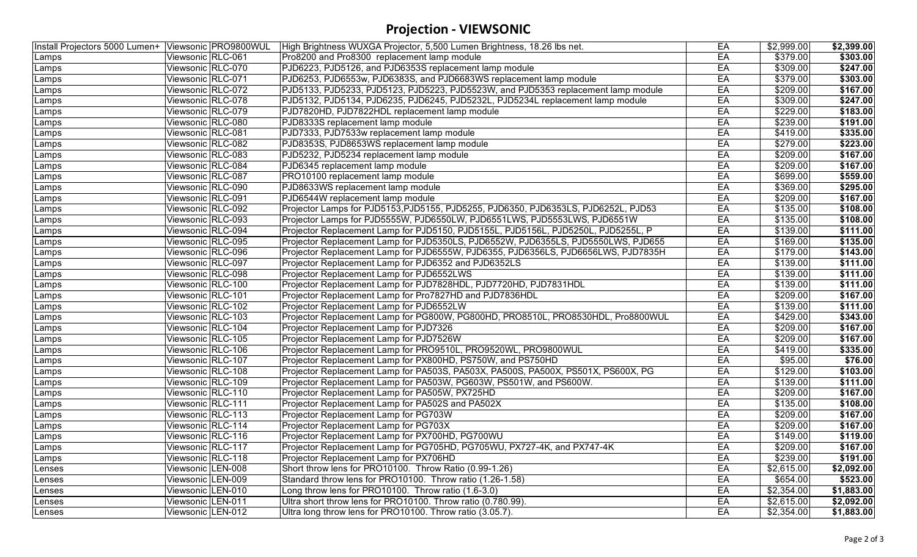# Projection - VIEWSONIC

| | | | | | | |
|---|---|---|---|---|---|---|
| Install Projectors 5000 Lumen+ | Viewsonic | PRO9800WUL | High Brightness WUXGA Projector, 5,500 Lumen Brightness, 18.26 lbs net. | EA | $2,999.00 | **$2,399.00** |
| Lamps | Viewsonic | RLC-061 | Pro8200 and Pro8300 replacement lamp module | EA | $379.00 | **$303.00** |
| Lamps | Viewsonic | RLC-070 | PJD6223, PJD5126, and PJD6353S replacement lamp module | EA | $309.00 | **$247.00** |
| Lamps | Viewsonic | RLC-071 | PJD6253, PJD6553w, PJD6383S, and PJD6683WS replacement lamp module | EA | $379.00 | **$303.00** |
| Lamps | Viewsonic | RLC-072 | PJD5133, PJD5233, PJD5123, PJD5223, PJD5523W, and PJD5353 replacement lamp module | EA | $209.00 | **$167.00** |
| Lamps | Viewsonic | RLC-078 | PJD5132, PJD5134, PJD6235, PJD6245, PJD5232L, PJD5234L replacement lamp module | EA | $309.00 | **$247.00** |
| Lamps | Viewsonic | RLC-079 | PJD7820HD, PJD7822HDL replacement lamp module | EA | $229.00 | **$183.00** |
| Lamps | Viewsonic | RLC-080 | PJD8333S replacement lamp module | EA | $239.00 | **$191.00** |
| Lamps | Viewsonic | RLC-081 | PJD7333, PJD7533w replacement lamp module | EA | $419.00 | **$335.00** |
| Lamps | Viewsonic | RLC-082 | PJD8353S, PJD8653WS replacement lamp module | EA | $279.00 | **$223.00** |
| Lamps | Viewsonic | RLC-083 | PJD5232, PJD5234 replacement lamp module | EA | $209.00 | **$167.00** |
| Lamps | Viewsonic | RLC-084 | PJD6345 replacement lamp module | EA | $209.00 | **$167.00** |
| Lamps | Viewsonic | RLC-087 | PRO10100 replacement lamp module | EA | $699.00 | **$559.00** |
| Lamps | Viewsonic | RLC-090 | PJD8633WS replacement lamp module | EA | $369.00 | **$295.00** |
| Lamps | Viewsonic | RLC-091 | PJD6544W replacement lamp module | EA | $209.00 | **$167.00** |
| Lamps | Viewsonic | RLC-092 | Projector Lamps for PJD5153,PJD5155, PJD5255, PJD6350, PJD6353LS, PJD6252L, PJD53 | EA | $135.00 | **$108.00** |
| Lamps | Viewsonic | RLC-093 | Projector Lamps for PJD5555W, PJD6550LW, PJD6551LWS, PJD5553LWS, PJD6551W | EA | $135.00 | **$108.00** |
| Lamps | Viewsonic | RLC-094 | Projector Replacement Lamp for PJD5150, PJD5155L, PJD5156L, PJD5250L, PJD5255L, P | EA | $139.00 | **$111.00** |
| Lamps | Viewsonic | RLC-095 | Projector Replacement Lamp for PJD5350LS, PJD6552W, PJD6355LS, PJD5550LWS, PJD655 | EA | $169.00 | **$135.00** |
| Lamps | Viewsonic | RLC-096 | Projector Replacement Lamp for PJD6555W, PJD6355, PJD6356LS, PJD6656LWS, PJD7835H | EA | $179.00 | **$143.00** |
| Lamps | Viewsonic | RLC-097 | Projector Replacement Lamp for PJD6352 and PJD6352LS | EA | $139.00 | **$111.00** |
| Lamps | Viewsonic | RLC-098 | Projector Replacement Lamp for PJD6552LWS | EA | $139.00 | **$111.00** |
| Lamps | Viewsonic | RLC-100 | Projector Replacement Lamp for PJD7828HDL, PJD7720HD, PJD7831HDL | EA | $139.00 | **$111.00** |
| Lamps | Viewsonic | RLC-101 | Projector Replacement Lamp for Pro7827HD and PJD7836HDL | EA | $209.00 | **$167.00** |
| Lamps | Viewsonic | RLC-102 | Projector Replacement Lamp for PJD6552LW | EA | $139.00 | **$111.00** |
| Lamps | Viewsonic | RLC-103 | Projector Replacement Lamp for PG800W, PG800HD, PRO8510L, PRO8530HDL, Pro8800WUL | EA | $429.00 | **$343.00** |
| Lamps | Viewsonic | RLC-104 | Projector Replacement Lamp for PJD7326 | EA | $209.00 | **$167.00** |
| Lamps | Viewsonic | RLC-105 | Projector Replacement Lamp for PJD7526W | EA | $209.00 | **$167.00** |
| Lamps | Viewsonic | RLC-106 | Projector Replacement Lamp for PRO9510L, PRO9520WL, PRO9800WUL | EA | $419.00 | **$335.00** |
| Lamps | Viewsonic | RLC-107 | Projector Replacement Lamp for PX800HD, PS750W, and PS750HD | EA | $95.00 | **$76.00** |
| Lamps | Viewsonic | RLC-108 | Projector Replacement Lamp for PA503S, PA503X, PA500S, PA500X, PS501X, PS600X, PG | EA | $129.00 | **$103.00** |
| Lamps | Viewsonic | RLC-109 | Projector Replacement Lamp for PA503W, PG603W, PS501W, and PS600W. | EA | $139.00 | **$111.00** |
| Lamps | Viewsonic | RLC-110 | Projector Replacement Lamp for PA505W, PX725HD | EA | $209.00 | **$167.00** |
| Lamps | Viewsonic | RLC-111 | Projector Replacement Lamp for PA502S and PA502X | EA | $135.00 | **$108.00** |
| Lamps | Viewsonic | RLC-113 | Projector Replacement Lamp for PG703W | EA | $209.00 | **$167.00** |
| Lamps | Viewsonic | RLC-114 | Projector Replacement Lamp for PG703X | EA | $209.00 | **$167.00** |
| Lamps | Viewsonic | RLC-116 | Projector Replacement Lamp for PX700HD, PG700WU | EA | $149.00 | **$119.00** |
| Lamps | Viewsonic | RLC-117 | Projector Replacement Lamp for PG705HD, PG705WU, PX727-4K, and PX747-4K | EA | $209.00 | **$167.00** |
| Lamps | Viewsonic | RLC-118 | Projector Replacement Lamp for PX706HD | EA | $239.00 | **$191.00** |
| Lenses | Viewsonic | LEN-008 | Short throw lens for PRO10100. Throw Ratio (0.99-1.26) | EA | $2,615.00 | **$2,092.00** |
| Lenses | Viewsonic | LEN-009 | Standard throw lens for PRO10100. Throw ratio (1.26-1.58) | EA | $654.00 | **$523.00** |
| Lenses | Viewsonic | LEN-010 | Long throw lens for PRO10100. Throw ratio (1.6-3.0) | EA | $2,354.00 | **$1,883.00** |
| Lenses | Viewsonic | LEN-011 | Ultra short throw lens for PRO10100. Throw ratio (0.780.99). | EA | $2,615.00 | **$2,092.00** |
| Lenses | Viewsonic | LEN-012 | Ultra long throw lens for PRO10100. Throw ratio (3.05.7). | EA | $2,354.00 | **$1,883.00** |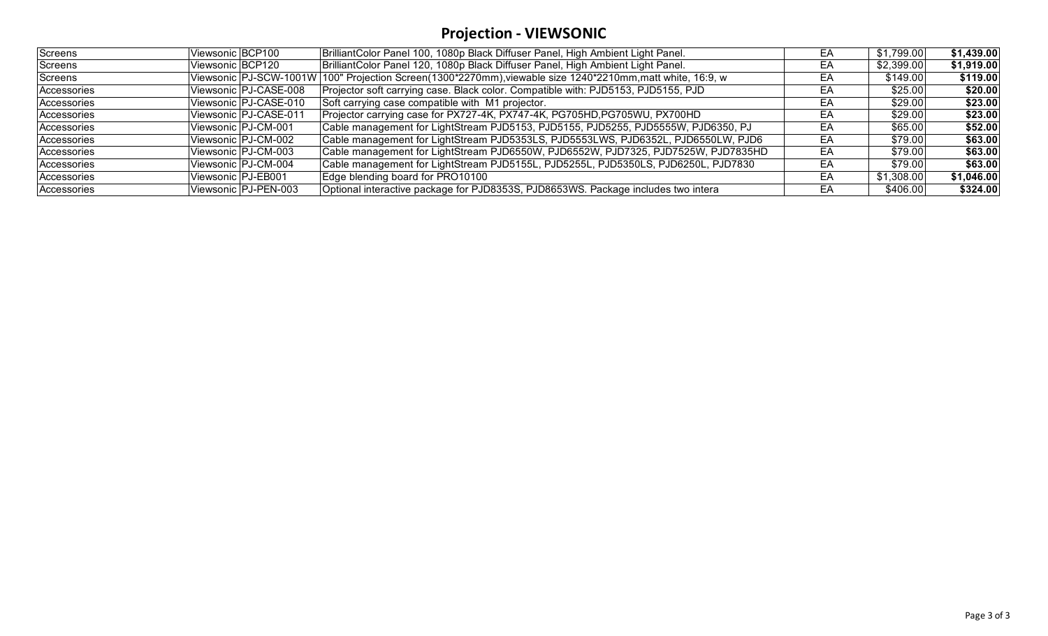## Projection - VIEWSONIC

| | | | | | | |
|---|---|---|---|---|---|---|
| Screens | Viewsonic | BCP100 | BrilliantColor Panel 100, 1080p Black Diffuser Panel, High Ambient Light Panel. | EA | $1,799.00 | **$1,439.00** |
| Screens | Viewsonic | BCP120 | BrilliantColor Panel 120, 1080p Black Diffuser Panel, High Ambient Light Panel. | EA | $2,399.00 | **$1,919.00** |
| Screens | Viewsonic | PJ-SCW-1001W | 100" Projection Screen(1300*2270mm),viewable size 1240*2210mm,matt white, 16:9, w | EA | $149.00 | **$119.00** |
| Accessories | Viewsonic | PJ-CASE-008 | Projector soft carrying case. Black color. Compatible with: PJD5153, PJD5155, PJD | EA | $25.00 | **$20.00** |
| Accessories | Viewsonic | PJ-CASE-010 | Soft carrying case compatible with M1 projector. | EA | $29.00 | **$23.00** |
| Accessories | Viewsonic | PJ-CASE-011 | Projector carrying case for PX727-4K, PX747-4K, PG705HD,PG705WU, PX700HD | EA | $29.00 | **$23.00** |
| Accessories | Viewsonic | PJ-CM-001 | Cable management for LightStream PJD5153, PJD5155, PJD5255, PJD5555W, PJD6350, PJ | EA | $65.00 | **$52.00** |
| Accessories | Viewsonic | PJ-CM-002 | Cable management for LightStream PJD5353LS, PJD5553LWS, PJD6352L, PJD6550LW, PJD6 | EA | $79.00 | **$63.00** |
| Accessories | Viewsonic | PJ-CM-003 | Cable management for LightStream PJD6550W, PJD6552W, PJD7325, PJD7525W, PJD7835HD | EA | $79.00 | **$63.00** |
| Accessories | Viewsonic | PJ-CM-004 | Cable management for LightStream PJD5155L, PJD5255L, PJD5350LS, PJD6250L, PJD7830 | EA | $79.00 | **$63.00** |
| Accessories | Viewsonic | PJ-EB001 | Edge blending board for PRO10100 | EA | $1,308.00 | **$1,046.00** |
| Accessories | Viewsonic | PJ-PEN-003 | Optional interactive package for PJD8353S, PJD8653WS. Package includes two intera | EA | $406.00 | **$324.00** |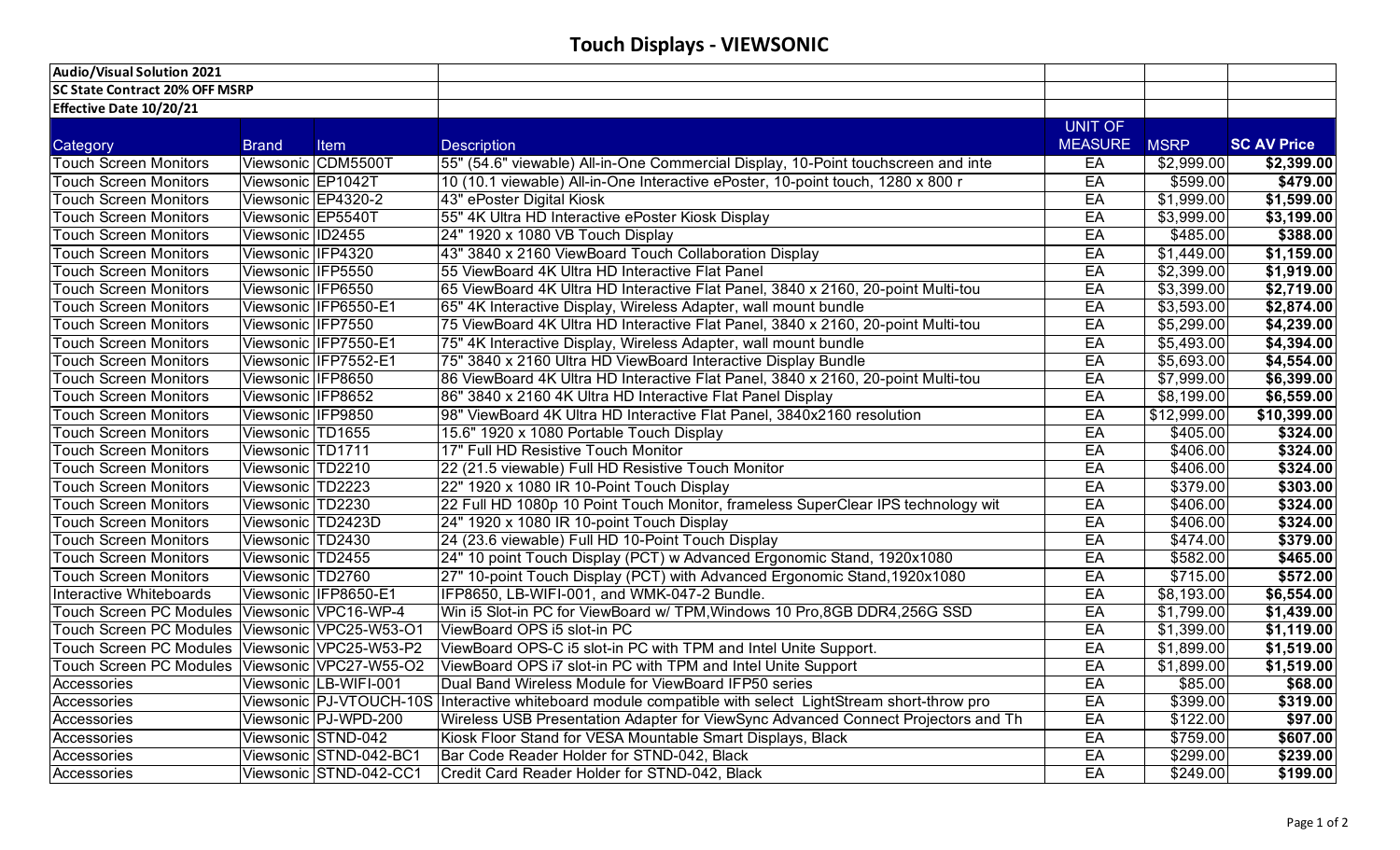# Touch Displays - VIEWSONIC

| Audio/Visual Solution 2021 | | | | | | |
|---|---|---|---|---|---|---|
| SC State Contract 20% OFF MSRP | | | | | | |
| Effective Date 10/20/21 | | | | | | |
| Category | Brand | Item | Description | UNIT OF MEASURE | MSRP | SC AV Price |
| Touch Screen Monitors | Viewsonic | CDM5500T | 55" (54.6" viewable) All-in-One Commercial Display, 10-Point touchscreen and inte | EA | $2,999.00 | **$2,399.00** |
| Touch Screen Monitors | Viewsonic | EP1042T | 10 (10.1 viewable) All-in-One Interactive ePoster, 10-point touch, 1280 x 800 r | EA | $599.00 | **$479.00** |
| Touch Screen Monitors | Viewsonic | EP4320-2 | 43" ePoster Digital Kiosk | EA | $1,999.00 | **$1,599.00** |
| Touch Screen Monitors | Viewsonic | EP5540T | 55" 4K Ultra HD Interactive ePoster Kiosk Display | EA | $3,999.00 | **$3,199.00** |
| Touch Screen Monitors | Viewsonic | ID2455 | 24" 1920 x 1080 VB Touch Display | EA | $485.00 | **$388.00** |
| Touch Screen Monitors | Viewsonic | IFP4320 | 43" 3840 x 2160 ViewBoard Touch Collaboration Display | EA | $1,449.00 | **$1,159.00** |
| Touch Screen Monitors | Viewsonic | IFP5550 | 55 ViewBoard 4K Ultra HD Interactive Flat Panel | EA | $2,399.00 | **$1,919.00** |
| Touch Screen Monitors | Viewsonic | IFP6550 | 65 ViewBoard 4K Ultra HD Interactive Flat Panel, 3840 x 2160, 20-point Multi-tou | EA | $3,399.00 | **$2,719.00** |
| Touch Screen Monitors | Viewsonic | IFP6550-E1 | 65" 4K Interactive Display, Wireless Adapter, wall mount bundle | EA | $3,593.00 | **$2,874.00** |
| Touch Screen Monitors | Viewsonic | IFP7550 | 75 ViewBoard 4K Ultra HD Interactive Flat Panel, 3840 x 2160, 20-point Multi-tou | EA | $5,299.00 | **$4,239.00** |
| Touch Screen Monitors | Viewsonic | IFP7550-E1 | 75" 4K Interactive Display, Wireless Adapter, wall mount bundle | EA | $5,493.00 | **$4,394.00** |
| Touch Screen Monitors | Viewsonic | IFP7552-E1 | 75" 3840 x 2160 Ultra HD ViewBoard Interactive Display Bundle | EA | $5,693.00 | **$4,554.00** |
| Touch Screen Monitors | Viewsonic | IFP8650 | 86 ViewBoard 4K Ultra HD Interactive Flat Panel, 3840 x 2160, 20-point Multi-tou | EA | $7,999.00 | **$6,399.00** |
| Touch Screen Monitors | Viewsonic | IFP8652 | 86" 3840 x 2160 4K Ultra HD Interactive Flat Panel Display | EA | $8,199.00 | **$6,559.00** |
| Touch Screen Monitors | Viewsonic | IFP9850 | 98" ViewBoard 4K Ultra HD Interactive Flat Panel, 3840x2160 resolution | EA | $12,999.00 | **$10,399.00** |
| Touch Screen Monitors | Viewsonic | TD1655 | 15.6" 1920 x 1080 Portable Touch Display | EA | $405.00 | **$324.00** |
| Touch Screen Monitors | Viewsonic | TD1711 | 17" Full HD Resistive Touch Monitor | EA | $406.00 | **$324.00** |
| Touch Screen Monitors | Viewsonic | TD2210 | 22 (21.5 viewable) Full HD Resistive Touch Monitor | EA | $406.00 | **$324.00** |
| Touch Screen Monitors | Viewsonic | TD2223 | 22" 1920 x 1080 IR 10-Point Touch Display | EA | $379.00 | **$303.00** |
| Touch Screen Monitors | Viewsonic | TD2230 | 22 Full HD 1080p 10 Point Touch Monitor, frameless SuperClear IPS technology wit | EA | $406.00 | **$324.00** |
| Touch Screen Monitors | Viewsonic | TD2423D | 24" 1920 x 1080 IR 10-point Touch Display | EA | $406.00 | **$324.00** |
| Touch Screen Monitors | Viewsonic | TD2430 | 24 (23.6 viewable) Full HD 10-Point Touch Display | EA | $474.00 | **$379.00** |
| Touch Screen Monitors | Viewsonic | TD2455 | 24" 10 point Touch Display (PCT) w Advanced Ergonomic Stand, 1920x1080 | EA | $582.00 | **$465.00** |
| Touch Screen Monitors | Viewsonic | TD2760 | 27" 10-point Touch Display (PCT) with Advanced Ergonomic Stand,1920x1080 | EA | $715.00 | **$572.00** |
| Interactive Whiteboards | Viewsonic | IFP8650-E1 | IFP8650, LB-WIFI-001, and WMK-047-2 Bundle. | EA | $8,193.00 | **$6,554.00** |
| Touch Screen PC Modules | Viewsonic | VPC16-WP-4 | Win i5 Slot-in PC for ViewBoard w/ TPM,Windows 10 Pro,8GB DDR4,256G SSD | EA | $1,799.00 | **$1,439.00** |
| Touch Screen PC Modules | Viewsonic | VPC25-W53-O1 | ViewBoard OPS i5 slot-in PC | EA | $1,399.00 | **$1,119.00** |
| Touch Screen PC Modules | Viewsonic | VPC25-W53-P2 | ViewBoard OPS-C i5 slot-in PC with TPM and Intel Unite Support. | EA | $1,899.00 | **$1,519.00** |
| Touch Screen PC Modules | Viewsonic | VPC27-W55-O2 | ViewBoard OPS i7 slot-in PC with TPM and Intel Unite Support | EA | $1,899.00 | **$1,519.00** |
| Accessories | Viewsonic | LB-WIFI-001 | Dual Band Wireless Module for ViewBoard IFP50 series | EA | $85.00 | **$68.00** |
| Accessories | Viewsonic | PJ-VTOUCH-10S | Interactive whiteboard module compatible with select LightStream short-throw pro | EA | $399.00 | **$319.00** |
| Accessories | Viewsonic | PJ-WPD-200 | Wireless USB Presentation Adapter for ViewSync Advanced Connect Projectors and Th | EA | $122.00 | **$97.00** |
| Accessories | Viewsonic | STND-042 | Kiosk Floor Stand for VESA Mountable Smart Displays, Black | EA | $759.00 | **$607.00** |
| Accessories | Viewsonic | STND-042-BC1 | Bar Code Reader Holder for STND-042, Black | EA | $299.00 | **$239.00** |
| Accessories | Viewsonic | STND-042-CC1 | Credit Card Reader Holder for STND-042, Black | EA | $249.00 | **$199.00** |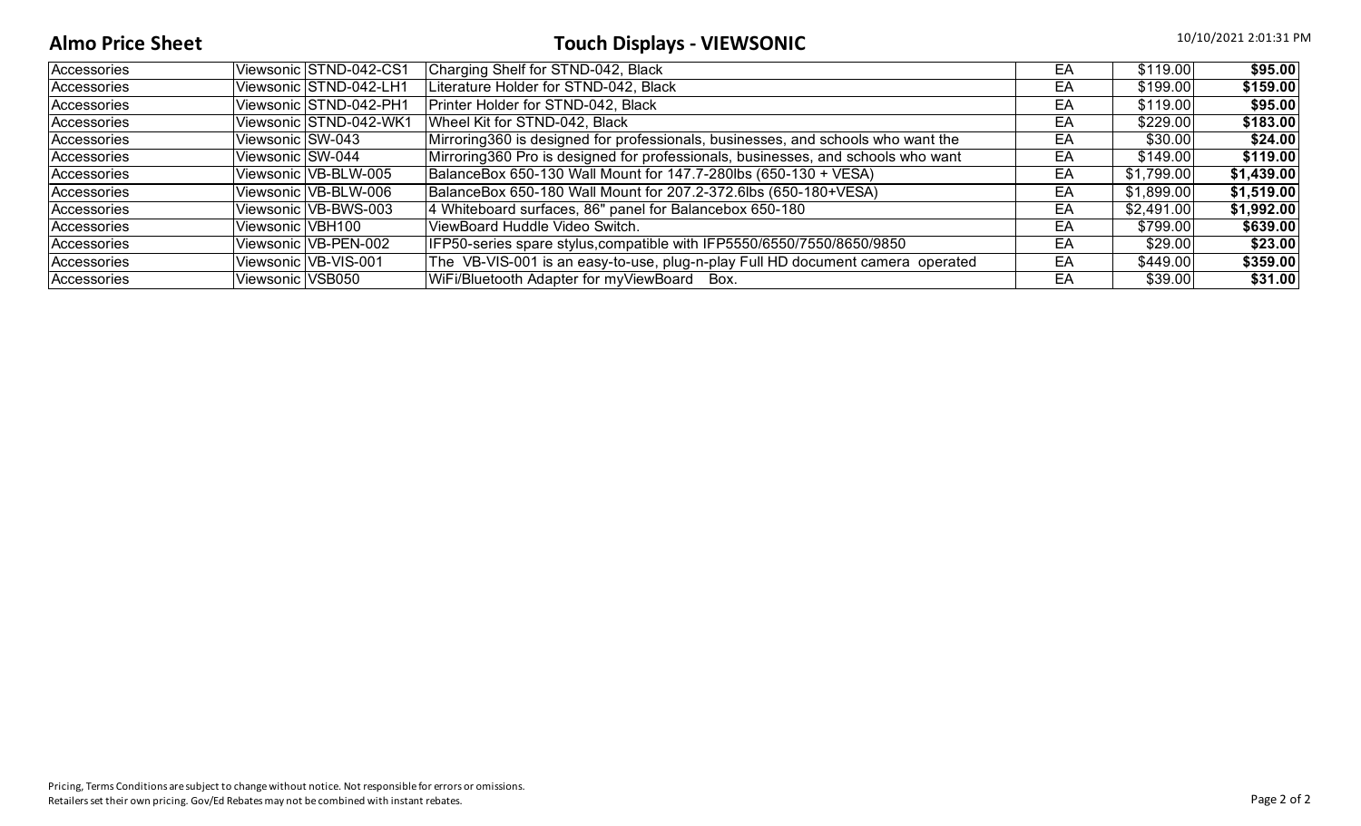**Almo Price Sheet** **Touch Displays - VIEWSONIC** 10/10/2021 2:01:31 PM

| | | | | | | |
|---|---|---|---|---|---|---|
| Accessories | Viewsonic | STND-042-CS1 | Charging Shelf for STND-042, Black | EA | $119.00 | **$95.00** |
| Accessories | Viewsonic | STND-042-LH1 | Literature Holder for STND-042, Black | EA | $199.00 | **$159.00** |
| Accessories | Viewsonic | STND-042-PH1 | Printer Holder for STND-042, Black | EA | $119.00 | **$95.00** |
| Accessories | Viewsonic | STND-042-WK1 | Wheel Kit for STND-042, Black | EA | $229.00 | **$183.00** |
| Accessories | Viewsonic | SW-043 | Mirroring360 is designed for professionals, businesses, and schools who want the | EA | $30.00 | **$24.00** |
| Accessories | Viewsonic | SW-044 | Mirroring360 Pro is designed for professionals, businesses, and schools who want | EA | $149.00 | **$119.00** |
| Accessories | Viewsonic | VB-BLW-005 | BalanceBox 650-130 Wall Mount for 147.7-280lbs (650-130 + VESA) | EA | $1,799.00 | **$1,439.00** |
| Accessories | Viewsonic | VB-BLW-006 | BalanceBox 650-180 Wall Mount for 207.2-372.6lbs (650-180+VESA) | EA | $1,899.00 | **$1,519.00** |
| Accessories | Viewsonic | VB-BWS-003 | 4 Whiteboard surfaces, 86" panel for Balancebox 650-180 | EA | $2,491.00 | **$1,992.00** |
| Accessories | Viewsonic | VBH100 | ViewBoard Huddle Video Switch. | EA | $799.00 | **$639.00** |
| Accessories | Viewsonic | VB-PEN-002 | IFP50-series spare stylus,compatible with IFP5550/6550/7550/8650/9850 | EA | $29.00 | **$23.00** |
| Accessories | Viewsonic | VB-VIS-001 | The VB-VIS-001 is an easy-to-use, plug-n-play Full HD document camera operated | EA | $449.00 | **$359.00** |
| Accessories | Viewsonic | VSB050 | WiFi/Bluetooth Adapter for myViewBoard Box. | EA | $39.00 | **$31.00** |

Pricing, Terms Conditions are subject to change without notice. Not responsible for errors or omissions.
Retailers set their own pricing. Gov/Ed Rebates may not be combined with instant rebates.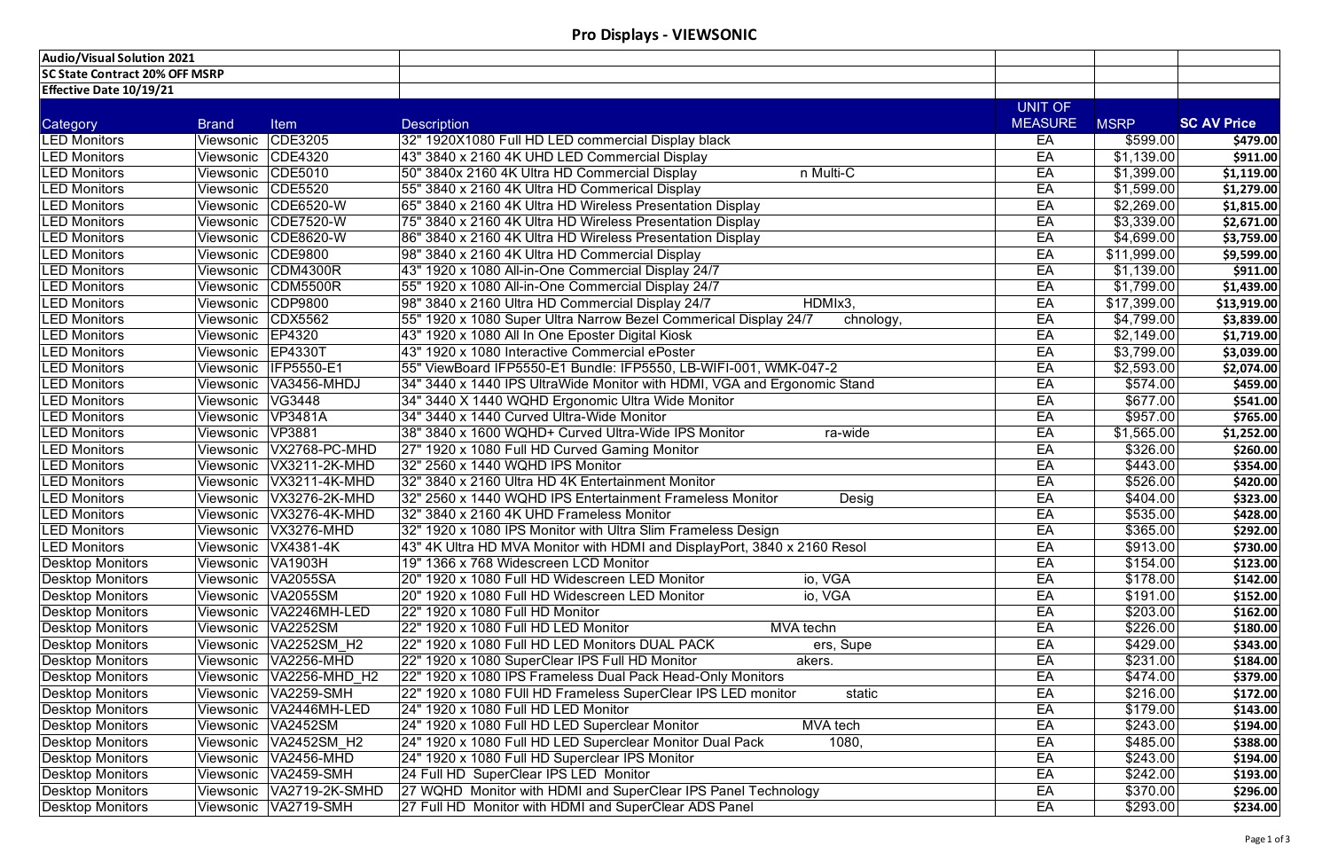# Pro Displays - VIEWSONIC

| Audio/Visual Solution 2021 | | | | | | |
|---|---|---|---|---|---|---|
| SC State Contract 20% OFF MSRP | | | | | | |
| Effective Date 10/19/21 | | | | | | |
| Category | Brand | Item | Description | UNIT OF MEASURE | MSRP | SC AV Price |
| LED Monitors | Viewsonic | CDE3205 | 32" 1920X1080 Full HD LED commercial Display black | EA | $599.00 | **$479.00** |
| LED Monitors | Viewsonic | CDE4320 | 43" 3840 x 2160 4K UHD LED Commercial Display | EA | $1,139.00 | **$911.00** |
| LED Monitors | Viewsonic | CDE5010 | 50" 3840x 2160 4K Ultra HD Commercial Display n Multi-C | EA | $1,399.00 | **$1,119.00** |
| LED Monitors | Viewsonic | CDE5520 | 55" 3840 x 2160 4K Ultra HD Commerical Display | EA | $1,599.00 | **$1,279.00** |
| LED Monitors | Viewsonic | CDE6520-W | 65" 3840 x 2160 4K Ultra HD Wireless Presentation Display | EA | $2,269.00 | **$1,815.00** |
| LED Monitors | Viewsonic | CDE7520-W | 75" 3840 x 2160 4K Ultra HD Wireless Presentation Display | EA | $3,339.00 | **$2,671.00** |
| LED Monitors | Viewsonic | CDE8620-W | 86" 3840 x 2160 4K Ultra HD Wireless Presentation Display | EA | $4,699.00 | **$3,759.00** |
| LED Monitors | Viewsonic | CDE9800 | 98" 3840 x 2160 4K Ultra HD Commercial Display | EA | $11,999.00 | **$9,599.00** |
| LED Monitors | Viewsonic | CDM4300R | 43" 1920 x 1080 All-in-One Commercial Display 24/7 | EA | $1,139.00 | **$911.00** |
| LED Monitors | Viewsonic | CDM5500R | 55" 1920 x 1080 All-in-One Commercial Display 24/7 | EA | $1,799.00 | **$1,439.00** |
| LED Monitors | Viewsonic | CDP9800 | 98" 3840 x 2160 Ultra HD Commercial Display 24/7 HDMIx3, | EA | $17,399.00 | **$13,919.00** |
| LED Monitors | Viewsonic | CDX5562 | 55" 1920 x 1080 Super Ultra Narrow Bezel Commerical Display 24/7 chnology, | EA | $4,799.00 | **$3,839.00** |
| LED Monitors | Viewsonic | EP4320 | 43" 1920 x 1080 All In One Eposter Digital Kiosk | EA | $2,149.00 | **$1,719.00** |
| LED Monitors | Viewsonic | EP4330T | 43" 1920 x 1080 Interactive Commercial ePoster | EA | $3,799.00 | **$3,039.00** |
| LED Monitors | Viewsonic | IFP5550-E1 | 55" ViewBoard IFP5550-E1 Bundle: IFP5550, LB-WIFI-001, WMK-047-2 | EA | $2,593.00 | **$2,074.00** |
| LED Monitors | Viewsonic | VA3456-MHDJ | 34" 3440 x 1440 IPS UltraWide Monitor with HDMI, VGA and Ergonomic Stand | EA | $574.00 | **$459.00** |
| LED Monitors | Viewsonic | VG3448 | 34" 3440 X 1440 WQHD Ergonomic Ultra Wide Monitor | EA | $677.00 | **$541.00** |
| LED Monitors | Viewsonic | VP3481A | 34" 3440 x 1440 Curved Ultra-Wide Monitor | EA | $957.00 | **$765.00** |
| LED Monitors | Viewsonic | VP3881 | 38" 3840 x 1600 WQHD+ Curved Ultra-Wide IPS Monitor ra-wide | EA | $1,565.00 | **$1,252.00** |
| LED Monitors | Viewsonic | VX2768-PC-MHD | 27" 1920 x 1080 Full HD Curved Gaming Monitor | EA | $326.00 | **$260.00** |
| LED Monitors | Viewsonic | VX3211-2K-MHD | 32" 2560 x 1440 WQHD IPS Monitor | EA | $443.00 | **$354.00** |
| LED Monitors | Viewsonic | VX3211-4K-MHD | 32" 3840 x 2160 Ultra HD 4K Entertainment Monitor | EA | $526.00 | **$420.00** |
| LED Monitors | Viewsonic | VX3276-2K-MHD | 32" 2560 x 1440 WQHD IPS Entertainment Frameless Monitor Desig | EA | $404.00 | **$323.00** |
| LED Monitors | Viewsonic | VX3276-4K-MHD | 32" 3840 x 2160 4K UHD Frameless Monitor | EA | $535.00 | **$428.00** |
| LED Monitors | Viewsonic | VX3276-MHD | 32" 1920 x 1080 IPS Monitor with Ultra Slim Frameless Design | EA | $365.00 | **$292.00** |
| LED Monitors | Viewsonic | VX4381-4K | 43" 4K Ultra HD MVA Monitor with HDMI and DisplayPort, 3840 x 2160 Resol | EA | $913.00 | **$730.00** |
| Desktop Monitors | Viewsonic | VA1903H | 19" 1366 x 768 Widescreen LCD Monitor | EA | $154.00 | **$123.00** |
| Desktop Monitors | Viewsonic | VA2055SA | 20" 1920 x 1080 Full HD Widescreen LED Monitor io, VGA | EA | $178.00 | **$142.00** |
| Desktop Monitors | Viewsonic | VA2055SM | 20" 1920 x 1080 Full HD Widescreen LED Monitor io, VGA | EA | $191.00 | **$152.00** |
| Desktop Monitors | Viewsonic | VA2246MH-LED | 22" 1920 x 1080 Full HD Monitor | EA | $203.00 | **$162.00** |
| Desktop Monitors | Viewsonic | VA2252SM | 22" 1920 x 1080 Full HD LED Monitor MVA techn | EA | $226.00 | **$180.00** |
| Desktop Monitors | Viewsonic | VA2252SM_H2 | 22" 1920 x 1080 Full HD LED Monitors DUAL PACK ers, Supe | EA | $429.00 | **$343.00** |
| Desktop Monitors | Viewsonic | VA2256-MHD | 22" 1920 x 1080 SuperClear IPS Full HD Monitor akers. | EA | $231.00 | **$184.00** |
| Desktop Monitors | Viewsonic | VA2256-MHD_H2 | 22" 1920 x 1080 IPS Frameless Dual Pack Head-Only Monitors | EA | $474.00 | **$379.00** |
| Desktop Monitors | Viewsonic | VA2259-SMH | 22" 1920 x 1080 FUll HD Frameless SuperClear IPS LED monitor static | EA | $216.00 | **$172.00** |
| Desktop Monitors | Viewsonic | VA2446MH-LED | 24" 1920 x 1080 Full HD LED Monitor | EA | $179.00 | **$143.00** |
| Desktop Monitors | Viewsonic | VA2452SM | 24" 1920 x 1080 Full HD LED Superclear Monitor MVA tech | EA | $243.00 | **$194.00** |
| Desktop Monitors | Viewsonic | VA2452SM_H2 | 24" 1920 x 1080 Full HD LED Superclear Monitor Dual Pack 1080, | EA | $485.00 | **$388.00** |
| Desktop Monitors | Viewsonic | VA2456-MHD | 24" 1920 x 1080 Full HD Superclear IPS Monitor | EA | $243.00 | **$194.00** |
| Desktop Monitors | Viewsonic | VA2459-SMH | 24 Full HD SuperClear IPS LED Monitor | EA | $242.00 | **$193.00** |
| Desktop Monitors | Viewsonic | VA2719-2K-SMHD | 27 WQHD Monitor with HDMI and SuperClear IPS Panel Technology | EA | $370.00 | **$296.00** |
| Desktop Monitors | Viewsonic | VA2719-SMH | 27 Full HD Monitor with HDMI and SuperClear ADS Panel | EA | $293.00 | **$234.00** |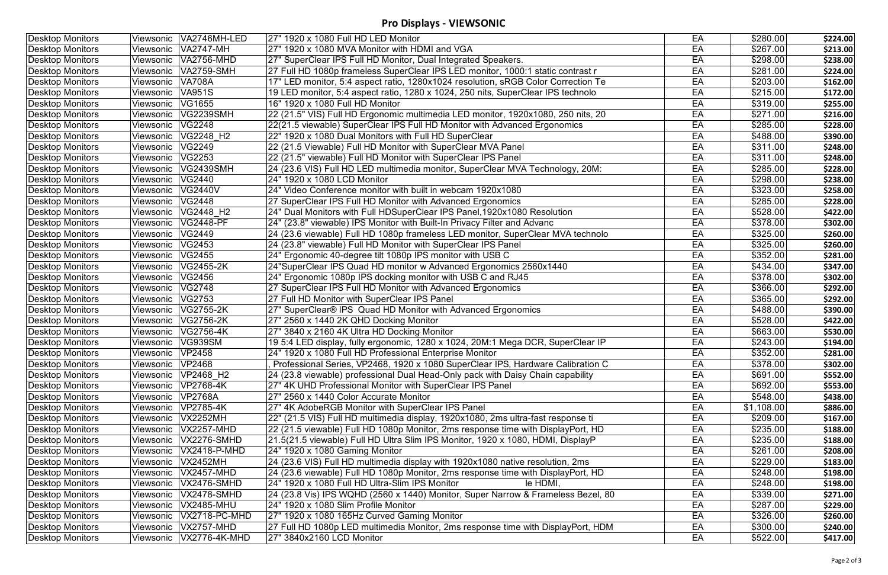## Pro Displays - VIEWSONIC

| | | | | | | |
|---|---|---|---|---|---|---|
| Desktop Monitors | Viewsonic | VA2746MH-LED | 27" 1920 x 1080 Full HD LED Monitor | EA | $280.00 | **$224.00** |
| Desktop Monitors | Viewsonic | VA2747-MH | 27" 1920 x 1080 MVA Monitor with HDMI and VGA | EA | $267.00 | **$213.00** |
| Desktop Monitors | Viewsonic | VA2756-MHD | 27" SuperClear IPS Full HD Monitor, Dual Integrated Speakers. | EA | $298.00 | **$238.00** |
| Desktop Monitors | Viewsonic | VA2759-SMH | 27 Full HD 1080p frameless SuperClear IPS LED monitor, 1000:1 static contrast r | EA | $281.00 | **$224.00** |
| Desktop Monitors | Viewsonic | VA708A | 17" LED monitor, 5:4 aspect ratio, 1280x1024 resolution, sRGB Color Correction Te | EA | $203.00 | **$162.00** |
| Desktop Monitors | Viewsonic | VA951S | 19 LED monitor, 5:4 aspect ratio, 1280 x 1024, 250 nits, SuperClear IPS technolo | EA | $215.00 | **$172.00** |
| Desktop Monitors | Viewsonic | VG1655 | 16" 1920 x 1080 Full HD Monitor | EA | $319.00 | **$255.00** |
| Desktop Monitors | Viewsonic | VG2239SMH | 22 (21.5" VIS) Full HD Ergonomic multimedia LED monitor, 1920x1080, 250 nits, 20 | EA | $271.00 | **$216.00** |
| Desktop Monitors | Viewsonic | VG2248 | 22(21.5 viewable) SuperClear IPS Full HD Monitor with Advanced Ergonomics | EA | $285.00 | **$228.00** |
| Desktop Monitors | Viewsonic | VG2248_H2 | 22" 1920 x 1080 Dual Monitors with Full HD SuperClear | EA | $488.00 | **$390.00** |
| Desktop Monitors | Viewsonic | VG2249 | 22 (21.5 Viewable) Full HD Monitor with SuperClear MVA Panel | EA | $311.00 | **$248.00** |
| Desktop Monitors | Viewsonic | VG2253 | 22 (21.5" viewable) Full HD Monitor with SuperClear IPS Panel | EA | $311.00 | **$248.00** |
| Desktop Monitors | Viewsonic | VG2439SMH | 24 (23.6 VIS) Full HD LED multimedia monitor, SuperClear MVA Technology, 20M: | EA | $285.00 | **$228.00** |
| Desktop Monitors | Viewsonic | VG2440 | 24" 1920 x 1080 LCD Monitor | EA | $298.00 | **$238.00** |
| Desktop Monitors | Viewsonic | VG2440V | 24" Video Conference monitor with built in webcam 1920x1080 | EA | $323.00 | **$258.00** |
| Desktop Monitors | Viewsonic | VG2448 | 27 SuperClear IPS Full HD Monitor with Advanced Ergonomics | EA | $285.00 | **$228.00** |
| Desktop Monitors | Viewsonic | VG2448_H2 | 24" Dual Monitors with Full HDSuperClear IPS Panel,1920x1080 Resolution | EA | $528.00 | **$422.00** |
| Desktop Monitors | Viewsonic | VG2448-PF | 24" (23.8" viewable) IPS Monitor with Built-In Privacy Filter and Advanc | EA | $378.00 | **$302.00** |
| Desktop Monitors | Viewsonic | VG2449 | 24 (23.6 viewable) Full HD 1080p frameless LED monitor, SuperClear MVA technolo | EA | $325.00 | **$260.00** |
| Desktop Monitors | Viewsonic | VG2453 | 24 (23.8" viewable) Full HD Monitor with SuperClear IPS Panel | EA | $325.00 | **$260.00** |
| Desktop Monitors | Viewsonic | VG2455 | 24" Ergonomic 40-degree tilt 1080p IPS monitor with USB C | EA | $352.00 | **$281.00** |
| Desktop Monitors | Viewsonic | VG2455-2K | 24"SuperClear IPS Quad HD monitor w Advanced Ergonomics 2560x1440 | EA | $434.00 | **$347.00** |
| Desktop Monitors | Viewsonic | VG2456 | 24" Ergonomic 1080p IPS docking monitor with USB C and RJ45 | EA | $378.00 | **$302.00** |
| Desktop Monitors | Viewsonic | VG2748 | 27 SuperClear IPS Full HD Monitor with Advanced Ergonomics | EA | $366.00 | **$292.00** |
| Desktop Monitors | Viewsonic | VG2753 | 27 Full HD Monitor with SuperClear IPS Panel | EA | $365.00 | **$292.00** |
| Desktop Monitors | Viewsonic | VG2755-2K | 27" SuperClear® IPS Quad HD Monitor with Advanced Ergonomics | EA | $488.00 | **$390.00** |
| Desktop Monitors | Viewsonic | VG2756-2K | 27" 2560 x 1440 2K QHD Docking Monitor | EA | $528.00 | **$422.00** |
| Desktop Monitors | Viewsonic | VG2756-4K | 27" 3840 x 2160 4K Ultra HD Docking Monitor | EA | $663.00 | **$530.00** |
| Desktop Monitors | Viewsonic | VG939SM | 19 5:4 LED display, fully ergonomic, 1280 x 1024, 20M:1 Mega DCR, SuperClear IP | EA | $243.00 | **$194.00** |
| Desktop Monitors | Viewsonic | VP2458 | 24" 1920 x 1080 Full HD Professional Enterprise Monitor | EA | $352.00 | **$281.00** |
| Desktop Monitors | Viewsonic | VP2468 | , Professional Series, VP2468, 1920 x 1080 SuperClear IPS, Hardware Calibration C | EA | $378.00 | **$302.00** |
| Desktop Monitors | Viewsonic | VP2468_H2 | 24 (23.8 viewable) professional Dual Head-Only pack with Daisy Chain capability | EA | $691.00 | **$552.00** |
| Desktop Monitors | Viewsonic | VP2768-4K | 27" 4K UHD Professional Monitor with SuperClear IPS Panel | EA | $692.00 | **$553.00** |
| Desktop Monitors | Viewsonic | VP2768A | 27" 2560 x 1440 Color Accurate Monitor | EA | $548.00 | **$438.00** |
| Desktop Monitors | Viewsonic | VP2785-4K | 27" 4K AdobeRGB Monitor with SuperClear IPS Panel | EA | $1,108.00 | **$886.00** |
| Desktop Monitors | Viewsonic | VX2252MH | 22" (21.5 VIS) Full HD multimedia display, 1920x1080, 2ms ultra-fast response ti | EA | $209.00 | **$167.00** |
| Desktop Monitors | Viewsonic | VX2257-MHD | 22 (21.5 viewable) Full HD 1080p Monitor, 2ms response time with DisplayPort, HD | EA | $235.00 | **$188.00** |
| Desktop Monitors | Viewsonic | VX2276-SMHD | 21.5(21.5 viewable) Full HD Ultra Slim IPS Monitor, 1920 x 1080, HDMI, DisplayP | EA | $235.00 | **$188.00** |
| Desktop Monitors | Viewsonic | VX2418-P-MHD | 24" 1920 x 1080 Gaming Monitor | EA | $261.00 | **$208.00** |
| Desktop Monitors | Viewsonic | VX2452MH | 24 (23.6 VIS) Full HD multimedia display with 1920x1080 native resolution, 2ms | EA | $229.00 | **$183.00** |
| Desktop Monitors | Viewsonic | VX2457-MHD | 24 (23.6 viewable) Full HD 1080p Monitor, 2ms response time with DisplayPort, HD | EA | $248.00 | **$198.00** |
| Desktop Monitors | Viewsonic | VX2476-SMHD | 24" 1920 x 1080 Full HD Ultra-Slim IPS Monitor le HDMI, | EA | $248.00 | **$198.00** |
| Desktop Monitors | Viewsonic | VX2478-SMHD | 24 (23.8 Vis) IPS WQHD (2560 x 1440) Monitor, Super Narrow & Frameless Bezel, 80 | EA | $339.00 | **$271.00** |
| Desktop Monitors | Viewsonic | VX2485-MHU | 24" 1920 x 1080 Slim Profile Monitor | EA | $287.00 | **$229.00** |
| Desktop Monitors | Viewsonic | VX2718-PC-MHD | 27" 1920 x 1080 165Hz Curved Gaming Monitor | EA | $326.00 | **$260.00** |
| Desktop Monitors | Viewsonic | VX2757-MHD | 27 Full HD 1080p LED multimedia Monitor, 2ms response time with DisplayPort, HDM | EA | $300.00 | **$240.00** |
| Desktop Monitors | Viewsonic | VX2776-4K-MHD | 27" 3840x2160 LCD Monitor | EA | $522.00 | **$417.00** |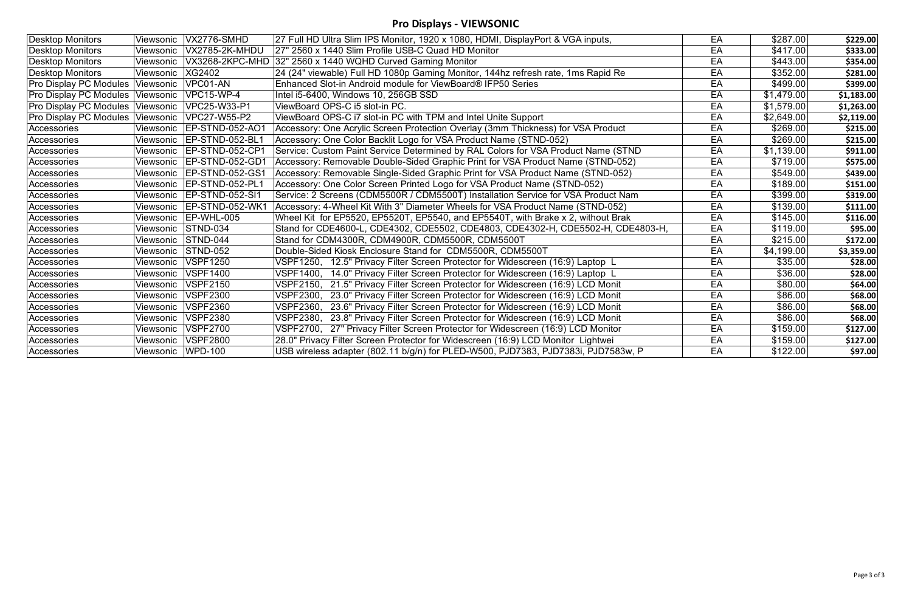## Pro Displays - VIEWSONIC

| | | | | | | |
|---|---|---|---|---|---|---|
| Desktop Monitors | Viewsonic | VX2776-SMHD | 27 Full HD Ultra Slim IPS Monitor, 1920 x 1080, HDMI, DisplayPort & VGA inputs, | EA | $287.00 | **$229.00** |
| Desktop Monitors | Viewsonic | VX2785-2K-MHDU | 27" 2560 x 1440 Slim Profile USB-C Quad HD Monitor | EA | $417.00 | **$333.00** |
| Desktop Monitors | Viewsonic | VX3268-2KPC-MHD | 32" 2560 x 1440 WQHD Curved Gaming Monitor | EA | $443.00 | **$354.00** |
| Desktop Monitors | Viewsonic | XG2402 | 24 (24" viewable) Full HD 1080p Gaming Monitor, 144hz refresh rate, 1ms Rapid Re | EA | $352.00 | **$281.00** |
| Pro Display PC Modules | Viewsonic | VPC01-AN | Enhanced Slot-in Android module for ViewBoard® IFP50 Series | EA | $499.00 | **$399.00** |
| Pro Display PC Modules | Viewsonic | VPC15-WP-4 | Intel i5-6400, Windows 10, 256GB SSD | EA | $1,479.00 | **$1,183.00** |
| Pro Display PC Modules | Viewsonic | VPC25-W33-P1 | ViewBoard OPS-C i5 slot-in PC. | EA | $1,579.00 | **$1,263.00** |
| Pro Display PC Modules | Viewsonic | VPC27-W55-P2 | ViewBoard OPS-C i7 slot-in PC with TPM and Intel Unite Support | EA | $2,649.00 | **$2,119.00** |
| Accessories | Viewsonic | EP-STND-052-AO1 | Accessory: One Acrylic Screen Protection Overlay (3mm Thickness) for VSA Product | EA | $269.00 | **$215.00** |
| Accessories | Viewsonic | EP-STND-052-BL1 | Accessory: One Color Backlit Logo for VSA Product Name (STND-052) | EA | $269.00 | **$215.00** |
| Accessories | Viewsonic | EP-STND-052-CP1 | Service: Custom Paint Service Determined by RAL Colors for VSA Product Name (STND | EA | $1,139.00 | **$911.00** |
| Accessories | Viewsonic | EP-STND-052-GD1 | Accessory: Removable Double-Sided Graphic Print for VSA Product Name (STND-052) | EA | $719.00 | **$575.00** |
| Accessories | Viewsonic | EP-STND-052-GS1 | Accessory: Removable Single-Sided Graphic Print for VSA Product Name (STND-052) | EA | $549.00 | **$439.00** |
| Accessories | Viewsonic | EP-STND-052-PL1 | Accessory: One Color Screen Printed Logo for VSA Product Name (STND-052) | EA | $189.00 | **$151.00** |
| Accessories | Viewsonic | EP-STND-052-SI1 | Service: 2 Screens (CDM5500R / CDM5500T) Installation Service for VSA Product Nam | EA | $399.00 | **$319.00** |
| Accessories | Viewsonic | EP-STND-052-WK1 | Accessory: 4-Wheel Kit With 3" Diameter Wheels for VSA Product Name (STND-052) | EA | $139.00 | **$111.00** |
| Accessories | Viewsonic | EP-WHL-005 | Wheel Kit for EP5520, EP5520T, EP5540, and EP5540T, with Brake x 2, without Brak | EA | $145.00 | **$116.00** |
| Accessories | Viewsonic | STND-034 | Stand for CDE4600-L, CDE4302, CDE5502, CDE4803, CDE4302-H, CDE5502-H, CDE4803-H, | EA | $119.00 | **$95.00** |
| Accessories | Viewsonic | STND-044 | Stand for CDM4300R, CDM4900R, CDM5500R, CDM5500T | EA | $215.00 | **$172.00** |
| Accessories | Viewsonic | STND-052 | Double-Sided Kiosk Enclosure Stand for CDM5500R, CDM5500T | EA | $4,199.00 | **$3,359.00** |
| Accessories | Viewsonic | VSPF1250 | VSPF1250, 12.5" Privacy Filter Screen Protector for Widescreen (16:9) Laptop L | EA | $35.00 | **$28.00** |
| Accessories | Viewsonic | VSPF1400 | VSPF1400, 14.0" Privacy Filter Screen Protector for Widescreen (16:9) Laptop L | EA | $36.00 | **$28.00** |
| Accessories | Viewsonic | VSPF2150 | VSPF2150, 21.5" Privacy Filter Screen Protector for Widescreen (16:9) LCD Monit | EA | $80.00 | **$64.00** |
| Accessories | Viewsonic | VSPF2300 | VSPF2300, 23.0" Privacy Filter Screen Protector for Widescreen (16:9) LCD Monit | EA | $86.00 | **$68.00** |
| Accessories | Viewsonic | VSPF2360 | VSPF2360, 23.6" Privacy Filter Screen Protector for Widescreen (16:9) LCD Monit | EA | $86.00 | **$68.00** |
| Accessories | Viewsonic | VSPF2380 | VSPF2380, 23.8" Privacy Filter Screen Protector for Widescreen (16:9) LCD Monit | EA | $86.00 | **$68.00** |
| Accessories | Viewsonic | VSPF2700 | VSPF2700, 27" Privacy Filter Screen Protector for Widescreen (16:9) LCD Monitor | EA | $159.00 | **$127.00** |
| Accessories | Viewsonic | VSPF2800 | 28.0" Privacy Filter Screen Protector for Widescreen (16:9) LCD Monitor Lightwei | EA | $159.00 | **$127.00** |
| Accessories | Viewsonic | WPD-100 | USB wireless adapter (802.11 b/g/n) for PLED-W500, PJD7383, PJD7383i, PJD7583w, P | EA | $122.00 | **$97.00** |